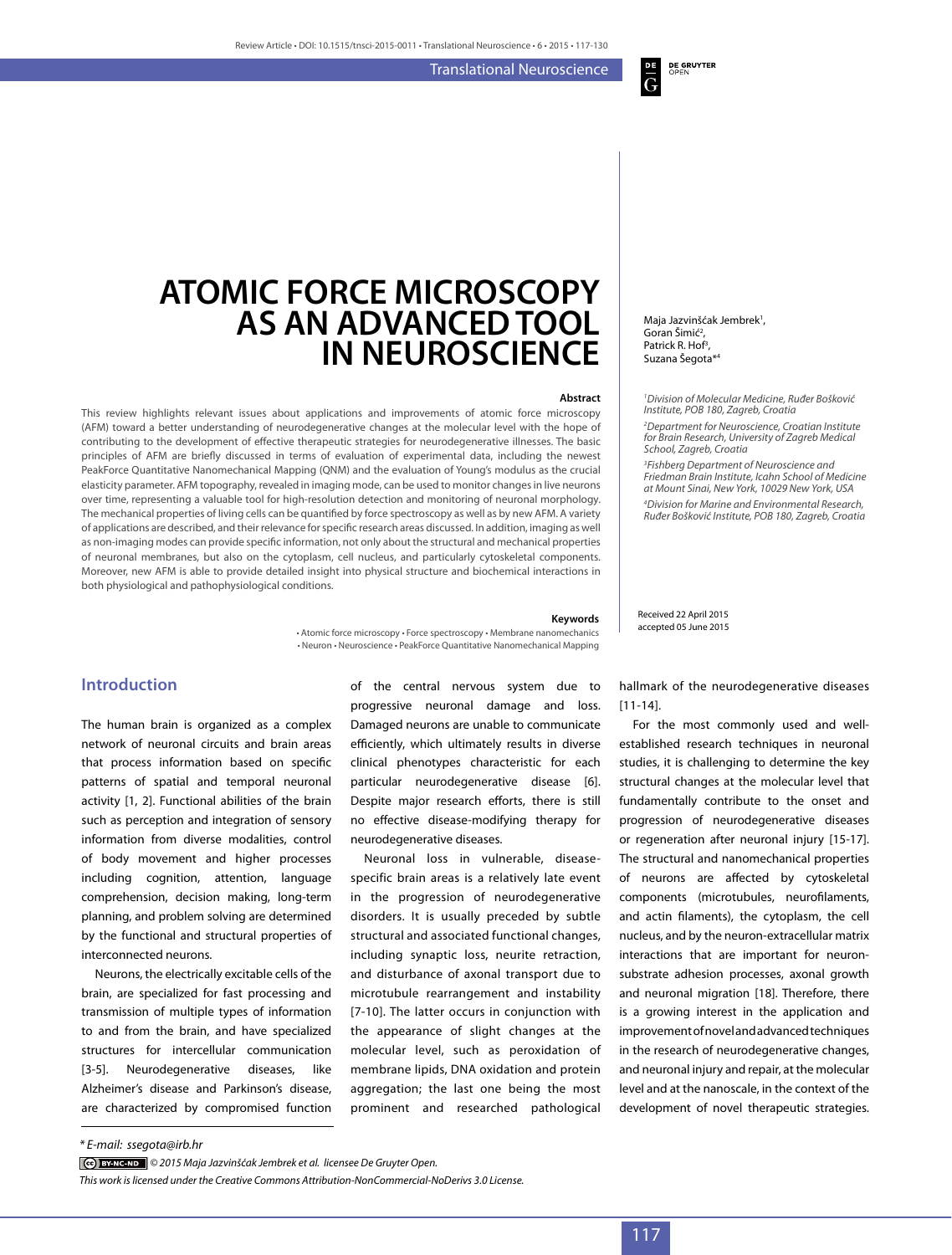# ATOMIC FORCE MICROSCOPY AS AN ADVANCED TOOL IN NEUROSCIENCE

Maja Jazvinšćak Jembrek[1], Goran Šimić[2], Patrick R. Hof[3], Suzana Šegota*[4]

[1]*Division of Molecular Medicine, Ruđer Bošković Institute, POB 180, Zagreb, Croatia*

[2]*Department for Neuroscience, Croatian Institute for Brain Research, University of Zagreb Medical School, Zagreb, Croatia*

[3]*Fishberg Department of Neuroscience and Friedman Brain Institute, Icahn School of Medicine at Mount Sinai, New York, 10029 New York, USA*

[4]*Division for Marine and Environmental Research, Ruđer Bošković Institute, POB 180, Zagreb, Croatia*

Received 22 April 2015 accepted 05 June 2015

**Abstract**

This review highlights relevant issues about applications and improvements of atomic force microscopy (AFM) toward a better understanding of neurodegenerative changes at the molecular level with the hope of contributing to the development of effective therapeutic strategies for neurodegenerative illnesses. The basic principles of AFM are briefly discussed in terms of evaluation of experimental data, including the newest PeakForce Quantitative Nanomechanical Mapping (QNM) and the evaluation of Young's modulus as the crucial elasticity parameter. AFM topography, revealed in imaging mode, can be used to monitor changes in live neurons over time, representing a valuable tool for high-resolution detection and monitoring of neuronal morphology. The mechanical properties of living cells can be quantified by force spectroscopy as well as by new AFM. A variety of applications are described, and their relevance for specific research areas discussed. In addition, imaging as well as non-imaging modes can provide specific information, not only about the structural and mechanical properties of neuronal membranes, but also on the cytoplasm, cell nucleus, and particularly cytoskeletal components. Moreover, new AFM is able to provide detailed insight into physical structure and biochemical interactions in both physiological and pathophysiological conditions.

**Keywords**

• Atomic force microscopy • Force spectroscopy • Membrane nanomechanics • Neuron • Neuroscience • PeakForce Quantitative Nanomechanical Mapping

## Introduction

The human brain is organized as a complex network of neuronal circuits and brain areas that process information based on specific patterns of spatial and temporal neuronal activity [1, 2]. Functional abilities of the brain such as perception and integration of sensory information from diverse modalities, control of body movement and higher processes including cognition, attention, language comprehension, decision making, long-term planning, and problem solving are determined by the functional and structural properties of interconnected neurons.

Neurons, the electrically excitable cells of the brain, are specialized for fast processing and transmission of multiple types of information to and from the brain, and have specialized structures for intercellular communication [3-5]. Neurodegenerative diseases, like Alzheimer's disease and Parkinson's disease, are characterized by compromised function of the central nervous system due to progressive neuronal damage and loss. Damaged neurons are unable to communicate efficiently, which ultimately results in diverse clinical phenotypes characteristic for each particular neurodegenerative disease [6]. Despite major research efforts, there is still no effective disease-modifying therapy for neurodegenerative diseases.

Neuronal loss in vulnerable, disease-specific brain areas is a relatively late event in the progression of neurodegenerative disorders. It is usually preceded by subtle structural and associated functional changes, including synaptic loss, neurite retraction, and disturbance of axonal transport due to microtubule rearrangement and instability [7-10]. The latter occurs in conjunction with the appearance of slight changes at the molecular level, such as peroxidation of membrane lipids, DNA oxidation and protein aggregation; the last one being the most prominent and researched pathological hallmark of the neurodegenerative diseases [11-14].

For the most commonly used and well-established research techniques in neuronal studies, it is challenging to determine the key structural changes at the molecular level that fundamentally contribute to the onset and progression of neurodegenerative diseases or regeneration after neuronal injury [15-17]. The structural and nanomechanical properties of neurons are affected by cytoskeletal components (microtubules, neurofilaments, and actin filaments), the cytoplasm, the cell nucleus, and by the neuron-extracellular matrix interactions that are important for neuron-substrate adhesion processes, axonal growth and neuronal migration [18]. Therefore, there is a growing interest in the application and improvement of novel and advanced techniques in the research of neurodegenerative changes, and neuronal injury and repair, at the molecular level and at the nanoscale, in the context of the development of novel therapeutic strategies.

\* *E-mail: ssegota@irb.hr*

*© 2015 Maja Jazvinšćak Jembrek et al. licensee De Gruyter Open.*

*This work is licensed under the Creative Commons Attribution-NonCommercial-NoDerivs 3.0 License.*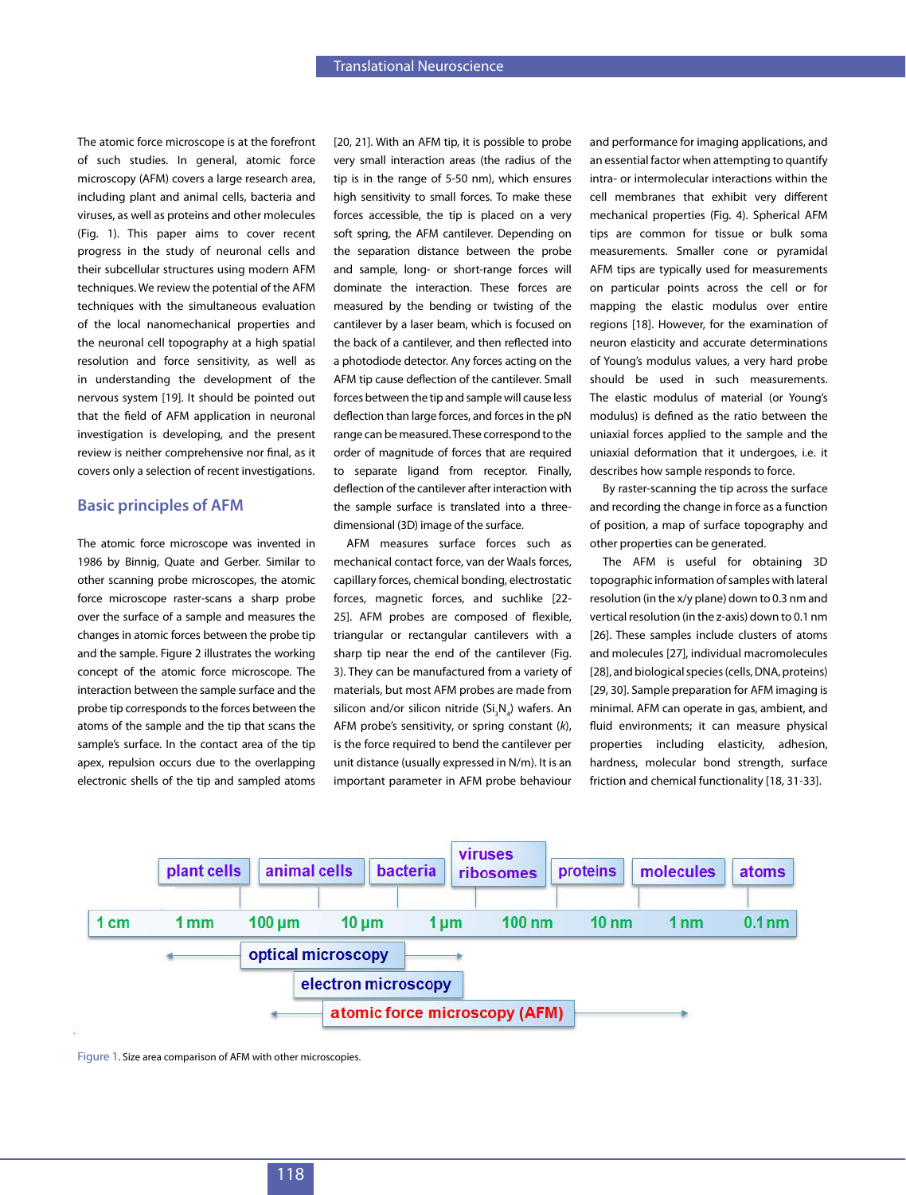The atomic force microscope is at the forefront of such studies. In general, atomic force microscopy (AFM) covers a large research area, including plant and animal cells, bacteria and viruses, as well as proteins and other molecules (Fig. 1). This paper aims to cover recent progress in the study of neuronal cells and their subcellular structures using modern AFM techniques. We review the potential of the AFM techniques with the simultaneous evaluation of the local nanomechanical properties and the neuronal cell topography at a high spatial resolution and force sensitivity, as well as in understanding the development of the nervous system [19]. It should be pointed out that the field of AFM application in neuronal investigation is developing, and the present review is neither comprehensive nor final, as it covers only a selection of recent investigations.

## Basic principles of AFM

The atomic force microscope was invented in 1986 by Binnig, Quate and Gerber. Similar to other scanning probe microscopes, the atomic force microscope raster-scans a sharp probe over the surface of a sample and measures the changes in atomic forces between the probe tip and the sample. Figure 2 illustrates the working concept of the atomic force microscope. The interaction between the sample surface and the probe tip corresponds to the forces between the atoms of the sample and the tip that scans the sample's surface. In the contact area of the tip apex, repulsion occurs due to the overlapping electronic shells of the tip and sampled atoms [20, 21]. With an AFM tip, it is possible to probe very small interaction areas (the radius of the tip is in the range of 5-50 nm), which ensures high sensitivity to small forces. To make these forces accessible, the tip is placed on a very soft spring, the AFM cantilever. Depending on the separation distance between the probe and sample, long- or short-range forces will dominate the interaction. These forces are measured by the bending or twisting of the cantilever by a laser beam, which is focused on the back of a cantilever, and then reflected into a photodiode detector. Any forces acting on the AFM tip cause deflection of the cantilever. Small forces between the tip and sample will cause less deflection than large forces, and forces in the pN range can be measured. These correspond to the order of magnitude of forces that are required to separate ligand from receptor. Finally, deflection of the cantilever after interaction with the sample surface is translated into a three-dimensional (3D) image of the surface.

AFM measures surface forces such as mechanical contact force, van der Waals forces, capillary forces, chemical bonding, electrostatic forces, magnetic forces, and suchlike [22-25]. AFM probes are composed of flexible, triangular or rectangular cantilevers with a sharp tip near the end of the cantilever (Fig. 3). They can be manufactured from a variety of materials, but most AFM probes are made from silicon and/or silicon nitride ($Si_3N_4$) wafers. An AFM probe's sensitivity, or spring constant ($k$), is the force required to bend the cantilever per unit distance (usually expressed in N/m). It is an important parameter in AFM probe behaviour and performance for imaging applications, and an essential factor when attempting to quantify intra- or intermolecular interactions within the cell membranes that exhibit very different mechanical properties (Fig. 4). Spherical AFM tips are common for tissue or bulk soma measurements. Smaller cone or pyramidal AFM tips are typically used for measurements on particular points across the cell or for mapping the elastic modulus over entire regions [18]. However, for the examination of neuron elasticity and accurate determinations of Young's modulus values, a very hard probe should be used in such measurements. The elastic modulus of material (or Young's modulus) is defined as the ratio between the uniaxial forces applied to the sample and the uniaxial deformation that it undergoes, i.e. it describes how sample responds to force.

By raster-scanning the tip across the surface and recording the change in force as a function of position, a map of surface topography and other properties can be generated.

The AFM is useful for obtaining 3D topographic information of samples with lateral resolution (in the x/y plane) down to 0.3 nm and vertical resolution (in the z-axis) down to 0.1 nm [26]. These samples include clusters of atoms and molecules [27], individual macromolecules [28], and biological species (cells, DNA, proteins) [29, 30]. Sample preparation for AFM imaging is minimal. AFM can operate in gas, ambient, and fluid environments; it can measure physical properties including elasticity, adhesion, hardness, molecular bond strength, surface friction and chemical functionality [18, 31-33].

plant cells
animal cells
bacteria
viruses
ribosomes
proteins
molecules
atoms

1 cm
1 mm
100 µm
10 µm
1 µm
100 nm
10 nm
1 nm
0.1 nm

optical microscopy
electron microscopy
atomic force microscopy (AFM)

Figure 1. Size area comparison of AFM with other microscopies.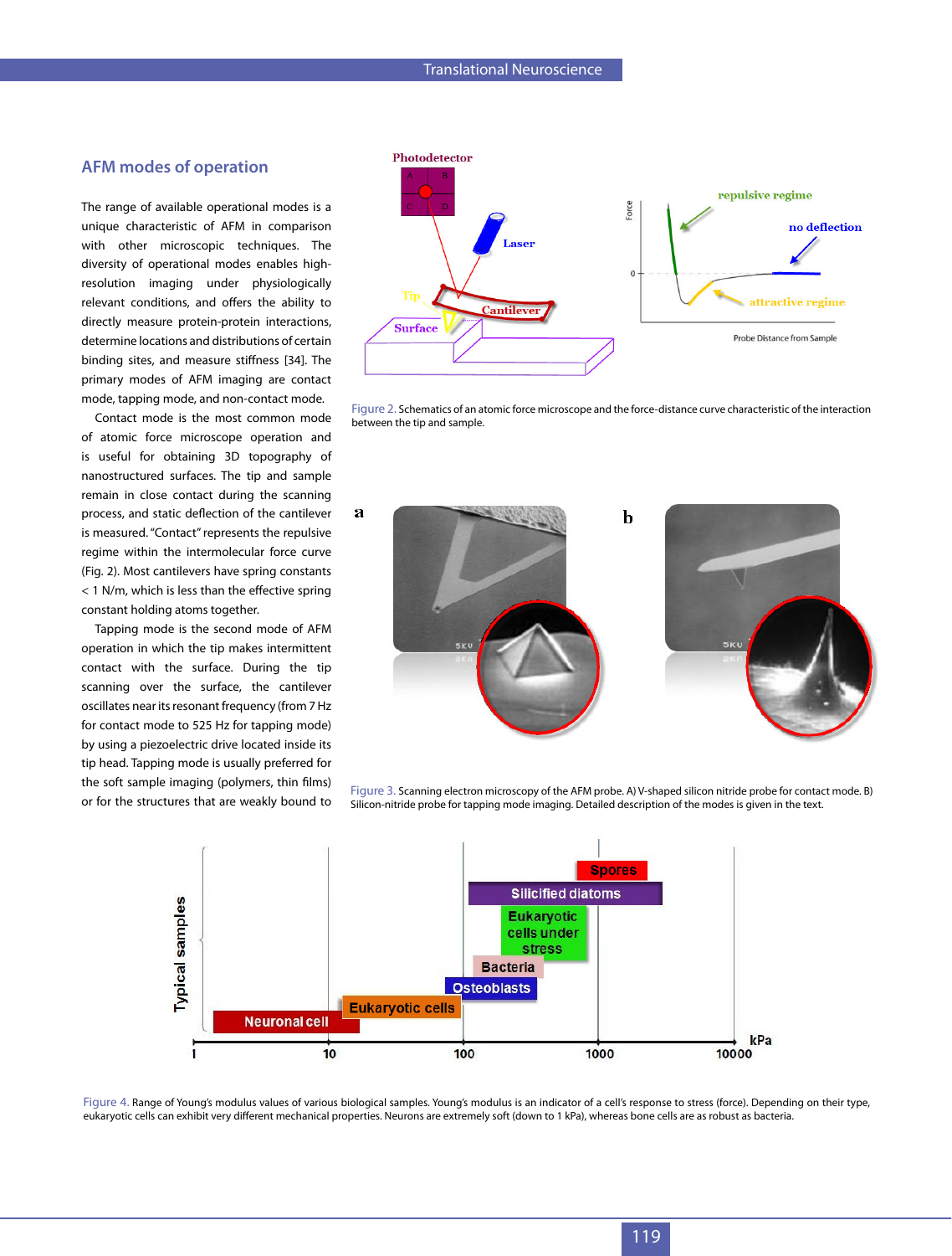## AFM modes of operation

The range of available operational modes is a unique characteristic of AFM in comparison with other microscopic techniques. The diversity of operational modes enables high-resolution imaging under physiologically relevant conditions, and offers the ability to directly measure protein-protein interactions, determine locations and distributions of certain binding sites, and measure stiffness [34]. The primary modes of AFM imaging are contact mode, tapping mode, and non-contact mode.

Contact mode is the most common mode of atomic force microscope operation and is useful for obtaining 3D topography of nanostructured surfaces. The tip and sample remain in close contact during the scanning process, and static deflection of the cantilever is measured. "Contact" represents the repulsive regime within the intermolecular force curve (Fig. 2). Most cantilevers have spring constants < 1 N/m, which is less than the effective spring constant holding atoms together.

Tapping mode is the second mode of AFM operation in which the tip makes intermittent contact with the surface. During the tip scanning over the surface, the cantilever oscillates near its resonant frequency (from 7 Hz for contact mode to 525 Hz for tapping mode) by using a piezoelectric drive located inside its tip head. Tapping mode is usually preferred for the soft sample imaging (polymers, thin films) or for the structures that are weakly bound to

Figure 2. Schematics of an atomic force microscope and the force-distance curve characteristic of the interaction between the tip and sample.

Figure 3. Scanning electron microscopy of the AFM probe. A) V-shaped silicon nitride probe for contact mode. B) Silicon-nitride probe for tapping mode imaging. Detailed description of the modes is given in the text.

Figure 4. Range of Young's modulus values of various biological samples. Young's modulus is an indicator of a cell's response to stress (force). Depending on their type, eukaryotic cells can exhibit very different mechanical properties. Neurons are extremely soft (down to 1 kPa), whereas bone cells are as robust as bacteria.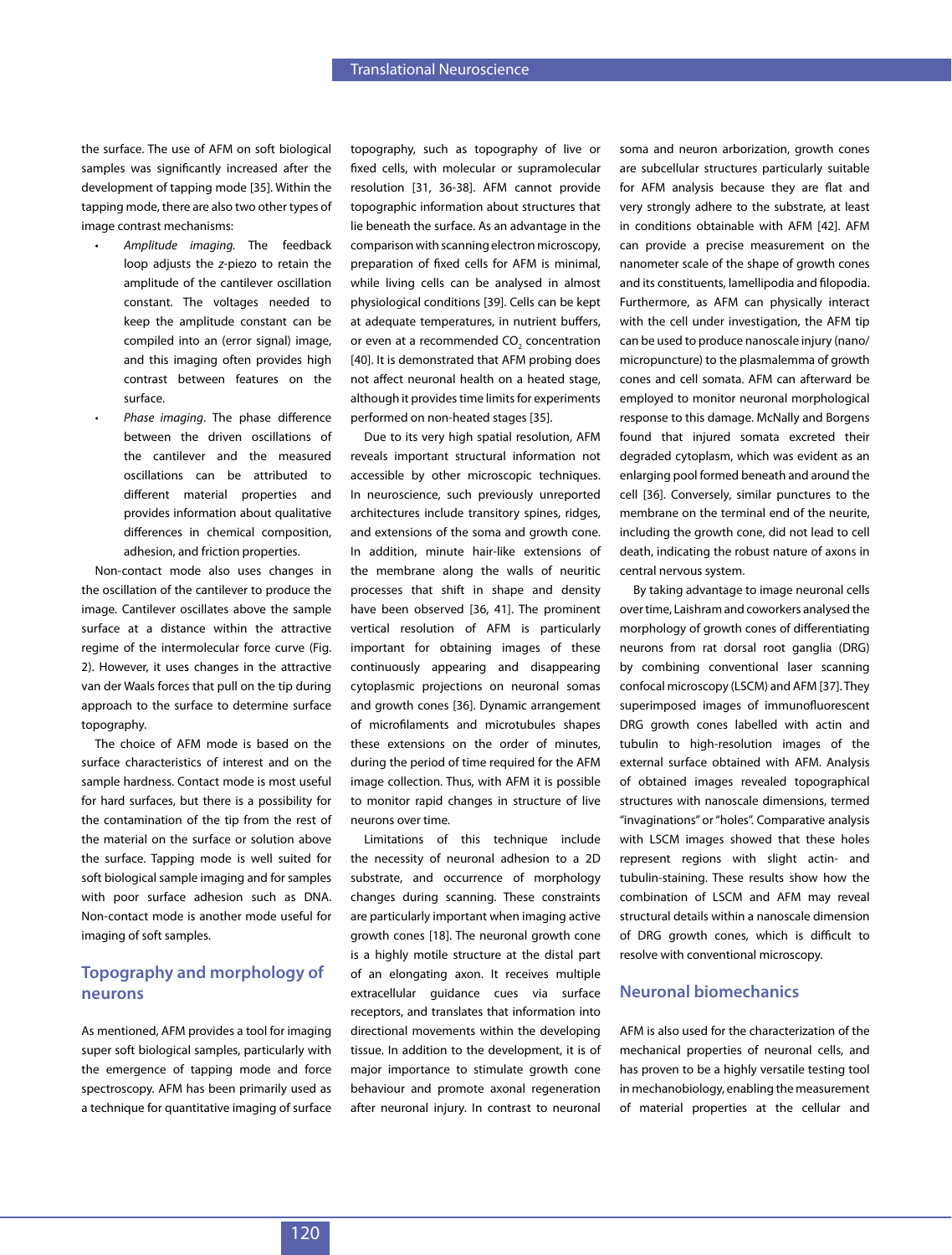the surface. The use of AFM on soft biological samples was significantly increased after the development of tapping mode [35]. Within the tapping mode, there are also two other types of image contrast mechanisms:

- *Amplitude imaging.* The feedback loop adjusts the *z*-piezo to retain the amplitude of the cantilever oscillation constant. The voltages needed to keep the amplitude constant can be compiled into an (error signal) image, and this imaging often provides high contrast between features on the surface.
- *Phase imaging*. The phase difference between the driven oscillations of the cantilever and the measured oscillations can be attributed to different material properties and provides information about qualitative differences in chemical composition, adhesion, and friction properties.

Non-contact mode also uses changes in the oscillation of the cantilever to produce the image. Cantilever oscillates above the sample surface at a distance within the attractive regime of the intermolecular force curve (Fig. 2). However, it uses changes in the attractive van der Waals forces that pull on the tip during approach to the surface to determine surface topography.

The choice of AFM mode is based on the surface characteristics of interest and on the sample hardness. Contact mode is most useful for hard surfaces, but there is a possibility for the contamination of the tip from the rest of the material on the surface or solution above the surface. Tapping mode is well suited for soft biological sample imaging and for samples with poor surface adhesion such as DNA. Non-contact mode is another mode useful for imaging of soft samples.

## Topography and morphology of neurons

As mentioned, AFM provides a tool for imaging super soft biological samples, particularly with the emergence of tapping mode and force spectroscopy. AFM has been primarily used as a technique for quantitative imaging of surface topography, such as topography of live or fixed cells, with molecular or supramolecular resolution [31, 36-38]. AFM cannot provide topographic information about structures that lie beneath the surface. As an advantage in the comparison with scanning electron microscopy, preparation of fixed cells for AFM is minimal, while living cells can be analysed in almost physiological conditions [39]. Cells can be kept at adequate temperatures, in nutrient buffers, or even at a recommended $CO_2$ concentration [40]. It is demonstrated that AFM probing does not affect neuronal health on a heated stage, although it provides time limits for experiments performed on non-heated stages [35].

Due to its very high spatial resolution, AFM reveals important structural information not accessible by other microscopic techniques. In neuroscience, such previously unreported architectures include transitory spines, ridges, and extensions of the soma and growth cone. In addition, minute hair-like extensions of the membrane along the walls of neuritic processes that shift in shape and density have been observed [36, 41]. The prominent vertical resolution of AFM is particularly important for obtaining images of these continuously appearing and disappearing cytoplasmic projections on neuronal somas and growth cones [36]. Dynamic arrangement of microfilaments and microtubules shapes these extensions on the order of minutes, during the period of time required for the AFM image collection. Thus, with AFM it is possible to monitor rapid changes in structure of live neurons over time.

Limitations of this technique include the necessity of neuronal adhesion to a 2D substrate, and occurrence of morphology changes during scanning. These constraints are particularly important when imaging active growth cones [18]. The neuronal growth cone is a highly motile structure at the distal part of an elongating axon. It receives multiple extracellular guidance cues via surface receptors, and translates that information into directional movements within the developing tissue. In addition to the development, it is of major importance to stimulate growth cone behaviour and promote axonal regeneration after neuronal injury. In contrast to neuronal soma and neuron arborization, growth cones are subcellular structures particularly suitable for AFM analysis because they are flat and very strongly adhere to the substrate, at least in conditions obtainable with AFM [42]. AFM can provide a precise measurement on the nanometer scale of the shape of growth cones and its constituents, lamellipodia and filopodia. Furthermore, as AFM can physically interact with the cell under investigation, the AFM tip can be used to produce nanoscale injury (nano/micropuncture) to the plasmalemma of growth cones and cell somata. AFM can afterward be employed to monitor neuronal morphological response to this damage. McNally and Borgens found that injured somata excreted their degraded cytoplasm, which was evident as an enlarging pool formed beneath and around the cell [36]. Conversely, similar punctures to the membrane on the terminal end of the neurite, including the growth cone, did not lead to cell death, indicating the robust nature of axons in central nervous system.

By taking advantage to image neuronal cells over time, Laishram and coworkers analysed the morphology of growth cones of differentiating neurons from rat dorsal root ganglia (DRG) by combining conventional laser scanning confocal microscopy (LSCM) and AFM [37]. They superimposed images of immunofluorescent DRG growth cones labelled with actin and tubulin to high-resolution images of the external surface obtained with AFM. Analysis of obtained images revealed topographical structures with nanoscale dimensions, termed "invaginations" or "holes". Comparative analysis with LSCM images showed that these holes represent regions with slight actin- and tubulin-staining. These results show how the combination of LSCM and AFM may reveal structural details within a nanoscale dimension of DRG growth cones, which is difficult to resolve with conventional microscopy.

## Neuronal biomechanics

AFM is also used for the characterization of the mechanical properties of neuronal cells, and has proven to be a highly versatile testing tool in mechanobiology, enabling the measurement of material properties at the cellular and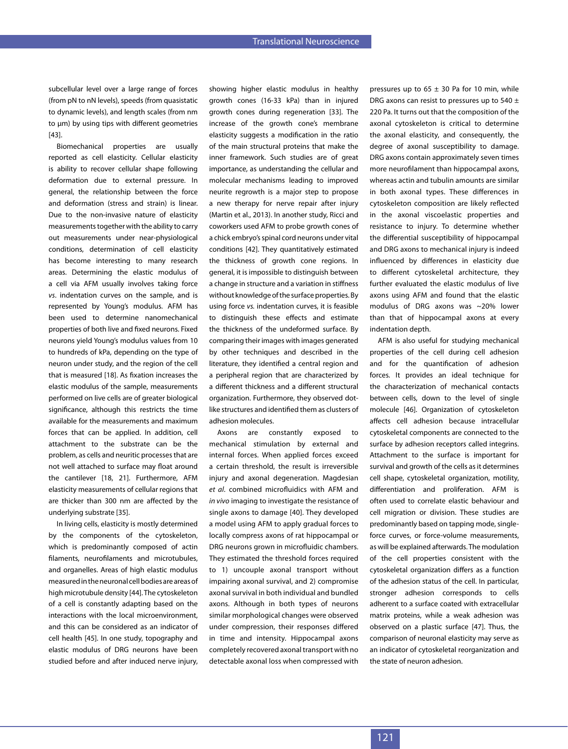subcellular level over a large range of forces (from pN to nN levels), speeds (from quasistatic to dynamic levels), and length scales (from nm to µm) by using tips with different geometries [43].

Biomechanical properties are usually reported as cell elasticity. Cellular elasticity is ability to recover cellular shape following deformation due to external pressure. In general, the relationship between the force and deformation (stress and strain) is linear. Due to the non-invasive nature of elasticity measurements together with the ability to carry out measurements under near-physiological conditions, determination of cell elasticity has become interesting to many research areas. Determining the elastic modulus of a cell via AFM usually involves taking force *vs*. indentation curves on the sample, and is represented by Young's modulus. AFM has been used to determine nanomechanical properties of both live and fixed neurons. Fixed neurons yield Young's modulus values from 10 to hundreds of kPa, depending on the type of neuron under study, and the region of the cell that is measured [18]. As fixation increases the elastic modulus of the sample, measurements performed on live cells are of greater biological significance, although this restricts the time available for the measurements and maximum forces that can be applied. In addition, cell attachment to the substrate can be the problem, as cells and neuritic processes that are not well attached to surface may float around the cantilever [18, 21]. Furthermore, AFM elasticity measurements of cellular regions that are thicker than 300 nm are affected by the underlying substrate [35].

In living cells, elasticity is mostly determined by the components of the cytoskeleton, which is predominantly composed of actin filaments, neurofilaments and microtubules, and organelles. Areas of high elastic modulus measured in the neuronal cell bodies are areas of high microtubule density [44]. The cytoskeleton of a cell is constantly adapting based on the interactions with the local microenvironment, and this can be considered as an indicator of cell health [45]. In one study, topography and elastic modulus of DRG neurons have been studied before and after induced nerve injury, showing higher elastic modulus in healthy growth cones (16-33 kPa) than in injured growth cones during regeneration [33]. The increase of the growth cone's membrane elasticity suggests a modification in the ratio of the main structural proteins that make the inner framework. Such studies are of great importance, as understanding the cellular and molecular mechanisms leading to improved neurite regrowth is a major step to propose a new therapy for nerve repair after injury (Martin et al., 2013). In another study, Ricci and coworkers used AFM to probe growth cones of a chick embryo's spinal cord neurons under vital conditions [42]. They quantitatively estimated the thickness of growth cone regions. In general, it is impossible to distinguish between a change in structure and a variation in stiffness without knowledge of the surface properties. By using force *vs.* indentation curves, it is feasible to distinguish these effects and estimate the thickness of the undeformed surface. By comparing their images with images generated by other techniques and described in the literature, they identified a central region and a peripheral region that are characterized by a different thickness and a different structural organization. Furthermore, they observed dot-like structures and identified them as clusters of adhesion molecules.

Axons are constantly exposed to mechanical stimulation by external and internal forces. When applied forces exceed a certain threshold, the result is irreversible injury and axonal degeneration. Magdesian *et al*. combined microfluidics with AFM and *in vivo* imaging to investigate the resistance of single axons to damage [40]. They developed a model using AFM to apply gradual forces to locally compress axons of rat hippocampal or DRG neurons grown in microfluidic chambers. They estimated the threshold forces required to 1) uncouple axonal transport without impairing axonal survival, and 2) compromise axonal survival in both individual and bundled axons. Although in both types of neurons similar morphological changes were observed under compression, their responses differed in time and intensity. Hippocampal axons completely recovered axonal transport with no detectable axonal loss when compressed with pressures up to 65 ± 30 Pa for 10 min, while DRG axons can resist to pressures up to 540 ± 220 Pa. It turns out that the composition of the axonal cytoskeleton is critical to determine the axonal elasticity, and consequently, the degree of axonal susceptibility to damage. DRG axons contain approximately seven times more neurofilament than hippocampal axons, whereas actin and tubulin amounts are similar in both axonal types. These differences in cytoskeleton composition are likely reflected in the axonal viscoelastic properties and resistance to injury. To determine whether the differential susceptibility of hippocampal and DRG axons to mechanical injury is indeed influenced by differences in elasticity due to different cytoskeletal architecture, they further evaluated the elastic modulus of live axons using AFM and found that the elastic modulus of DRG axons was ~20% lower than that of hippocampal axons at every indentation depth.

AFM is also useful for studying mechanical properties of the cell during cell adhesion and for the quantification of adhesion forces. It provides an ideal technique for the characterization of mechanical contacts between cells, down to the level of single molecule [46]. Organization of cytoskeleton affects cell adhesion because intracellular cytoskeletal components are connected to the surface by adhesion receptors called integrins. Attachment to the surface is important for survival and growth of the cells as it determines cell shape, cytoskeletal organization, motility, differentiation and proliferation. AFM is often used to correlate elastic behaviour and cell migration or division. These studies are predominantly based on tapping mode, single-force curves, or force-volume measurements, as will be explained afterwards. The modulation of the cell properties consistent with the cytoskeletal organization differs as a function of the adhesion status of the cell. In particular, stronger adhesion corresponds to cells adherent to a surface coated with extracellular matrix proteins, while a weak adhesion was observed on a plastic surface [47]. Thus, the comparison of neuronal elasticity may serve as an indicator of cytoskeletal reorganization and the state of neuron adhesion.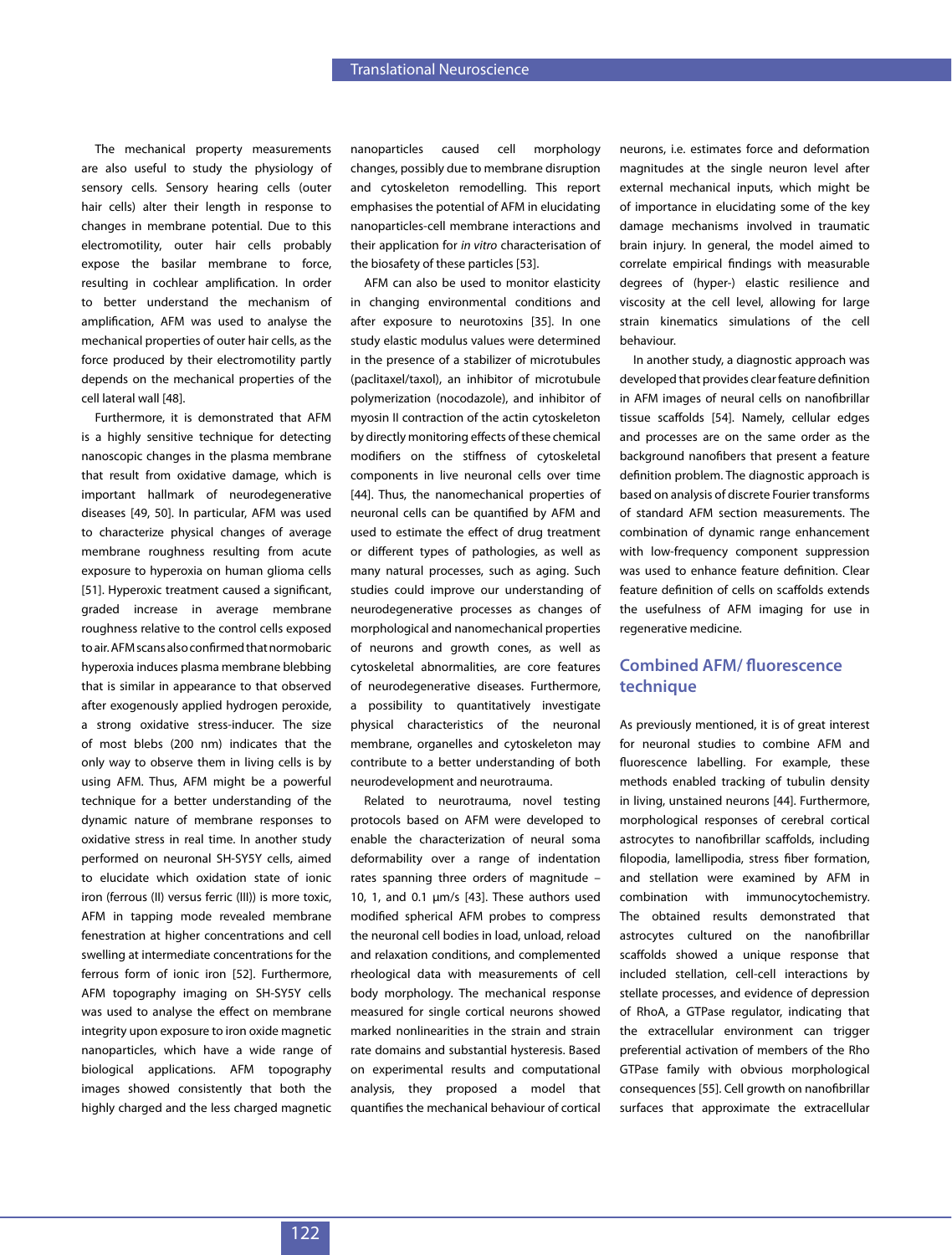The mechanical property measurements are also useful to study the physiology of sensory cells. Sensory hearing cells (outer hair cells) alter their length in response to changes in membrane potential. Due to this electromotility, outer hair cells probably expose the basilar membrane to force, resulting in cochlear amplification. In order to better understand the mechanism of amplification, AFM was used to analyse the mechanical properties of outer hair cells, as the force produced by their electromotility partly depends on the mechanical properties of the cell lateral wall [48].

Furthermore, it is demonstrated that AFM is a highly sensitive technique for detecting nanoscopic changes in the plasma membrane that result from oxidative damage, which is important hallmark of neurodegenerative diseases [49, 50]. In particular, AFM was used to characterize physical changes of average membrane roughness resulting from acute exposure to hyperoxia on human glioma cells [51]. Hyperoxic treatment caused a significant, graded increase in average membrane roughness relative to the control cells exposed to air. AFM scans also confirmed that normobaric hyperoxia induces plasma membrane blebbing that is similar in appearance to that observed after exogenously applied hydrogen peroxide, a strong oxidative stress-inducer. The size of most blebs (200 nm) indicates that the only way to observe them in living cells is by using AFM. Thus, AFM might be a powerful technique for a better understanding of the dynamic nature of membrane responses to oxidative stress in real time. In another study performed on neuronal SH-SY5Y cells, aimed to elucidate which oxidation state of ionic iron (ferrous (II) versus ferric (III)) is more toxic, AFM in tapping mode revealed membrane fenestration at higher concentrations and cell swelling at intermediate concentrations for the ferrous form of ionic iron [52]. Furthermore, AFM topography imaging on SH-SY5Y cells was used to analyse the effect on membrane integrity upon exposure to iron oxide magnetic nanoparticles, which have a wide range of biological applications. AFM topography images showed consistently that both the highly charged and the less charged magnetic nanoparticles caused cell morphology changes, possibly due to membrane disruption and cytoskeleton remodelling. This report emphasises the potential of AFM in elucidating nanoparticles-cell membrane interactions and their application for *in vitro* characterisation of the biosafety of these particles [53].

AFM can also be used to monitor elasticity in changing environmental conditions and after exposure to neurotoxins [35]. In one study elastic modulus values were determined in the presence of a stabilizer of microtubules (paclitaxel/taxol), an inhibitor of microtubule polymerization (nocodazole), and inhibitor of myosin II contraction of the actin cytoskeleton by directly monitoring effects of these chemical modifiers on the stiffness of cytoskeletal structures in live neuronal cells over time [44]. Thus, the nanomechanical properties of neuronal cells can be quantified by AFM and used to estimate the effect of drug treatment or different types of pathologies, as well as many natural processes, such as aging. Such studies could improve our understanding of neurodegenerative processes as changes of morphological and nanomechanical properties of neurons and growth cones, as well as cytoskeletal abnormalities, are core features of neurodegenerative diseases. Furthermore, a possibility to quantitatively investigate physical characteristics of the neuronal membrane, organelles and cytoskeleton may contribute to a better understanding of both neurodevelopment and neurotrauma.

Related to neurotrauma, novel testing protocols based on AFM were developed to enable the characterization of neural soma deformability over a range of indentation rates spanning three orders of magnitude – 10, 1, and 0.1 μm/s [43]. These authors used modified spherical AFM probes to compress the neuronal cell bodies in load, unload, reload and relaxation conditions, and complemented rheological data with measurements of cell body morphology. The mechanical response measured for single cortical neurons showed marked nonlinearities in the strain and strain rate domains and substantial hysteresis. Based on experimental results and computational analysis, they proposed a model that quantifies the mechanical behaviour of cortical neurons, i.e. estimates force and deformation magnitudes at the single neuron level after external mechanical inputs, which might be of importance in elucidating some of the key damage mechanisms involved in traumatic brain injury. In general, the model aimed to correlate empirical findings with measurable degrees of (hyper-) elastic resilience and viscosity at the cell level, allowing for large strain kinematics simulations of the cell behaviour.

In another study, a diagnostic approach was developed that provides clear feature definition in AFM images of neural cells on nanofibrillar tissue scaffolds [54]. Namely, cellular edges and processes are on the same order as the background nanofibers that present a feature definition problem. The diagnostic approach is based on analysis of discrete Fourier transforms of standard AFM section measurements. The combination of dynamic range enhancement with low-frequency component suppression was used to enhance feature definition. Clear feature definition of cells on scaffolds extends the usefulness of AFM imaging for use in regenerative medicine.

## Combined AFM/ fluorescence technique

As previously mentioned, it is of great interest for neuronal studies to combine AFM and fluorescence labelling. For example, these methods enabled tracking of tubulin density in living, unstained neurons [44]. Furthermore, morphological responses of cerebral cortical astrocytes to nanofibrillar scaffolds, including filopodia, lamellipodia, stress fiber formation, and stellation were examined by AFM in combination with immunocytochemistry. The obtained results demonstrated that astrocytes cultured on the nanofibrillar scaffolds showed a unique response that included stellation, cell-cell interactions by stellate processes, and evidence of depression of RhoA, a GTPase regulator, indicating that the extracellular environment can trigger preferential activation of members of the Rho GTPase family with obvious morphological consequences [55]. Cell growth on nanofibrillar surfaces that approximate the extracellular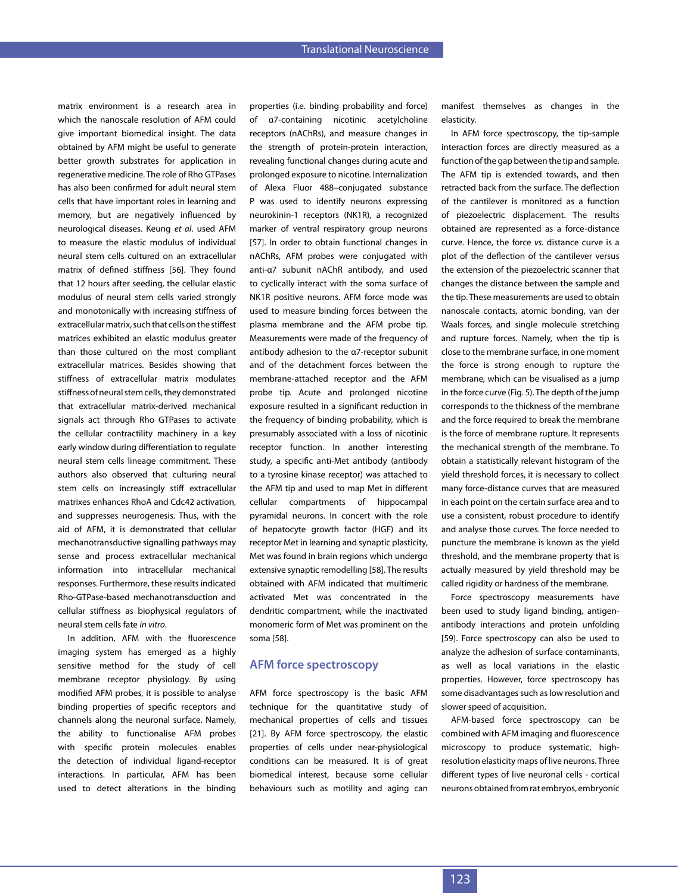matrix environment is a research area in which the nanoscale resolution of AFM could give important biomedical insight. The data obtained by AFM might be useful to generate better growth substrates for application in regenerative medicine. The role of Rho GTPases has also been confirmed for adult neural stem cells that have important roles in learning and memory, but are negatively influenced by neurological diseases. Keung *et al*. used AFM to measure the elastic modulus of individual neural stem cells cultured on an extracellular matrix of defined stiffness [56]. They found that 12 hours after seeding, the cellular elastic modulus of neural stem cells varied strongly and monotonically with increasing stiffness of extracellular matrix, such that cells on the stiffest matrices exhibited an elastic modulus greater than those cultured on the most compliant extracellular matrices. Besides showing that stiffness of extracellular matrix modulates stiffness of neural stem cells, they demonstrated that extracellular matrix-derived mechanical signals act through Rho GTPases to activate the cellular contractility machinery in a key early window during differentiation to regulate neural stem cells lineage commitment. These authors also observed that culturing neural stem cells on increasingly stiff extracellular matrixes enhances RhoA and Cdc42 activation, and suppresses neurogenesis. Thus, with the aid of AFM, it is demonstrated that cellular mechanotransductive signalling pathways may sense and process extracellular mechanical information into intracellular mechanical responses. Furthermore, these results indicated Rho-GTPase-based mechanotransduction and cellular stiffness as biophysical regulators of neural stem cells fate *in vitro*.

In addition, AFM with the fluorescence imaging system has emerged as a highly sensitive method for the study of cell membrane receptor physiology. By using modified AFM probes, it is possible to analyse binding properties of specific receptors and channels along the neuronal surface. Namely, the ability to functionalise AFM probes with specific protein molecules enables the detection of individual ligand-receptor interactions. In particular, AFM has been used to detect alterations in the binding properties (i.e. binding probability and force) of α7-containing nicotinic acetylcholine receptors (nAChRs), and measure changes in the strength of protein-protein interaction, revealing functional changes during acute and prolonged exposure to nicotine. Internalization of Alexa Fluor 488–conjugated substance P was used to identify neurons expressing neurokinin-1 receptors (NK1R), a recognized marker of ventral respiratory group neurons [57]. In order to obtain functional changes in nAChRs, AFM probes were conjugated with anti-α7 subunit nAChR antibody, and used to cyclically interact with the soma surface of NK1R positive neurons. AFM force mode was used to measure binding forces between the plasma membrane and the AFM probe tip. Measurements were made of the frequency of antibody adhesion to the α7-receptor subunit and of the detachment forces between the membrane-attached receptor and the AFM probe tip. Acute and prolonged nicotine exposure resulted in a significant reduction in the frequency of binding probability, which is presumably associated with a loss of nicotinic receptor function. In another interesting study, a specific anti-Met antibody (antibody to a tyrosine kinase receptor) was attached to the AFM tip and used to map Met in different cellular compartments of hippocampal pyramidal neurons. In concert with the role of hepatocyte growth factor (HGF) and its receptor Met in learning and synaptic plasticity, Met was found in brain regions which undergo extensive synaptic remodelling [58]. The results obtained with AFM indicated that multimeric activated Met was concentrated in the dendritic compartment, while the inactivated monomeric form of Met was prominent on the soma [58].

## AFM force spectroscopy

AFM force spectroscopy is the basic AFM technique for the quantitative study of mechanical properties of cells and tissues [21]. By AFM force spectroscopy, the elastic properties of cells under near-physiological conditions can be measured. It is of great biomedical interest, because some cellular behaviours such as motility and aging can manifest themselves as changes in the elasticity.

In AFM force spectroscopy, the tip-sample interaction forces are directly measured as a function of the gap between the tip and sample. The AFM tip is extended towards, and then retracted back from the surface. The deflection of the cantilever is monitored as a function of piezoelectric displacement. The results obtained are represented as a force-distance curve. Hence, the force *vs.* distance curve is a plot of the deflection of the cantilever versus the extension of the piezoelectric scanner that changes the distance between the sample and the tip. These measurements are used to obtain nanoscale contacts, atomic bonding, van der Waals forces, and single molecule stretching and rupture forces. Namely, when the tip is close to the membrane surface, in one moment the force is strong enough to rupture the membrane, which can be visualised as a jump in the force curve (Fig. 5). The depth of the jump corresponds to the thickness of the membrane and the force required to break the membrane is the force of membrane rupture. It represents the mechanical strength of the membrane. To obtain a statistically relevant histogram of the yield threshold forces, it is necessary to collect many force-distance curves that are measured in each point on the certain surface area and to use a consistent, robust procedure to identify and analyse those curves. The force needed to puncture the membrane is known as the yield threshold, and the membrane property that is actually measured by yield threshold may be called rigidity or hardness of the membrane.

Force spectroscopy measurements have been used to study ligand binding, antigen-antibody interactions and protein unfolding [59]. Force spectroscopy can also be used to analyze the adhesion of surface contaminants, as well as local variations in the elastic properties. However, force spectroscopy has some disadvantages such as low resolution and slower speed of acquisition.

AFM-based force spectroscopy can be combined with AFM imaging and fluorescence microscopy to produce systematic, high-resolution elasticity maps of live neurons. Three different types of live neuronal cells - cortical neurons obtained from rat embryos, embryonic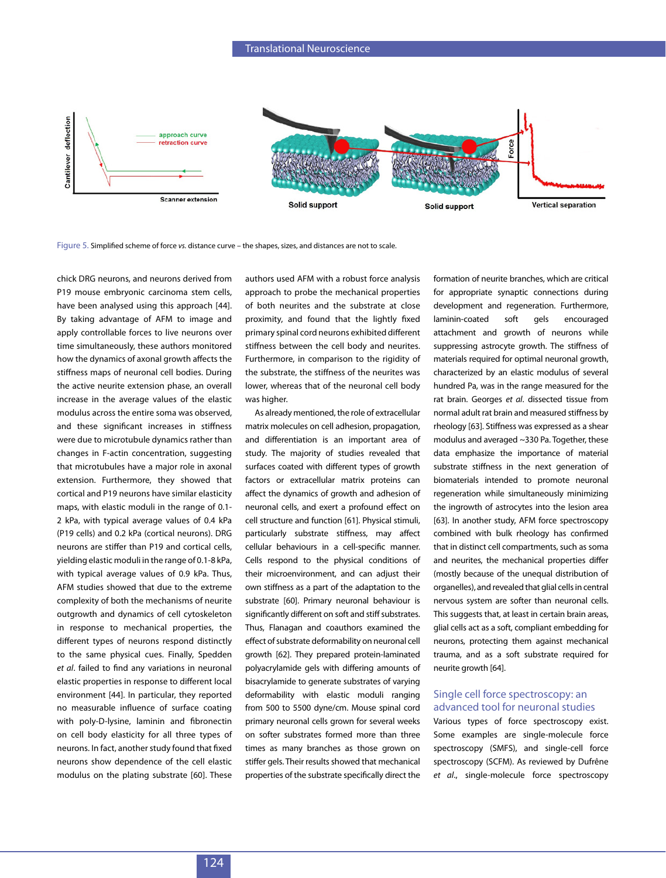Cantilever deflection

approach curve

retraction curve

Scanner extension

Solid support

Solid support

Force

Vertical separation

Figure 5. Simplified scheme of force *vs.* distance curve – the shapes, sizes, and distances are not to scale.

chick DRG neurons, and neurons derived from P19 mouse embryonic carcinoma stem cells, have been analysed using this approach [44]. By taking advantage of AFM to image and apply controllable forces to live neurons over time simultaneously, these authors monitored how the dynamics of axonal growth affects the stiffness maps of neuronal cell bodies. During the active neurite extension phase, an overall increase in the average values of the elastic modulus across the entire soma was observed, and these significant increases in stiffness were due to microtubule dynamics rather than changes in F-actin concentration, suggesting that microtubules have a major role in axonal extension. Furthermore, they showed that cortical and P19 neurons have similar elasticity maps, with elastic moduli in the range of 0.1-2 kPa, with typical average values of 0.4 kPa (P19 cells) and 0.2 kPa (cortical neurons). DRG neurons are stiffer than P19 and cortical cells, yielding elastic moduli in the range of 0.1-8 kPa, with typical average values of 0.9 kPa. Thus, AFM studies showed that due to the extreme complexity of both the mechanisms of neurite outgrowth and dynamics of cell cytoskeleton in response to mechanical properties, the different types of neurons respond distinctly to the same physical cues. Finally, Spedden *et al*. failed to find any variations in neuronal elastic properties in response to different local environment [44]. In particular, they reported no measurable influence of surface coating with poly-D-lysine, laminin and fibronectin on cell body elasticity for all three types of neurons. In fact, another study found that fixed neurons show dependence of the cell elastic modulus on the plating substrate [60]. These authors used AFM with a robust force analysis approach to probe the mechanical properties of both neurites and the substrate at close proximity, and found that the lightly fixed primary spinal cord neurons exhibited different stiffness between the cell body and neurites. Furthermore, in comparison to the rigidity of the substrate, the stiffness of the neurites was lower, whereas that of the neuronal cell body was higher.

As already mentioned, the role of extracellular matrix molecules on cell adhesion, propagation, and differentiation is an important area of study. The majority of studies revealed that surfaces coated with different types of growth factors or extracellular matrix proteins can affect the dynamics of growth and adhesion of neuronal cells, and exert a profound effect on cell structure and function [61]. Physical stimuli, particularly substrate stiffness, may affect cellular behaviours in a cell-specific manner. Cells respond to the physical conditions of their microenvironment, and can adjust their own stiffness as a part of the adaptation to the substrate [60]. Primary neuronal behaviour is significantly different on soft and stiff substrates. Thus, Flanagan and coauthors examined the effect of substrate deformability on neuronal cell growth [62]. They prepared protein-laminated polyacrylamide gels with differing amounts of bisacrylamide to generate substrates of varying deformability with elastic moduli ranging from 500 to 5500 dyne/cm. Mouse spinal cord primary neuronal cells grown for several weeks on softer substrates formed more than three times as many branches as those grown on stiffer gels. Their results showed that mechanical properties of the substrate specifically direct the formation of neurite branches, which are critical for appropriate synaptic connections during development and regeneration. Furthermore, laminin-coated soft gels encouraged attachment and growth of neurons while suppressing astrocyte growth. The stiffness of materials required for optimal neuronal growth, characterized by an elastic modulus of several hundred Pa, was in the range measured for the rat brain. Georges *et al*. dissected tissue from normal adult rat brain and measured stiffness by rheology [63]. Stiffness was expressed as a shear modulus and averaged ~330 Pa. Together, these data emphasize the importance of material substrate stiffness in the next generation of biomaterials intended to promote neuronal regeneration while simultaneously minimizing the ingrowth of astrocytes into the lesion area [63]. In another study, AFM force spectroscopy combined with bulk rheology has confirmed that in distinct cell compartments, such as soma and neurites, the mechanical properties differ (mostly because of the unequal distribution of organelles), and revealed that glial cells in central nervous system are softer than neuronal cells. This suggests that, at least in certain brain areas, glial cells act as a soft, compliant embedding for neurons, protecting them against mechanical trauma, and as a soft substrate required for neurite growth [64].

## Single cell force spectroscopy: an advanced tool for neuronal studies

Various types of force spectroscopy exist. Some examples are single-molecule force spectroscopy (SMFS), and single-cell force spectroscopy (SCFM). As reviewed by Dufrêne *et al*., single-molecule force spectroscopy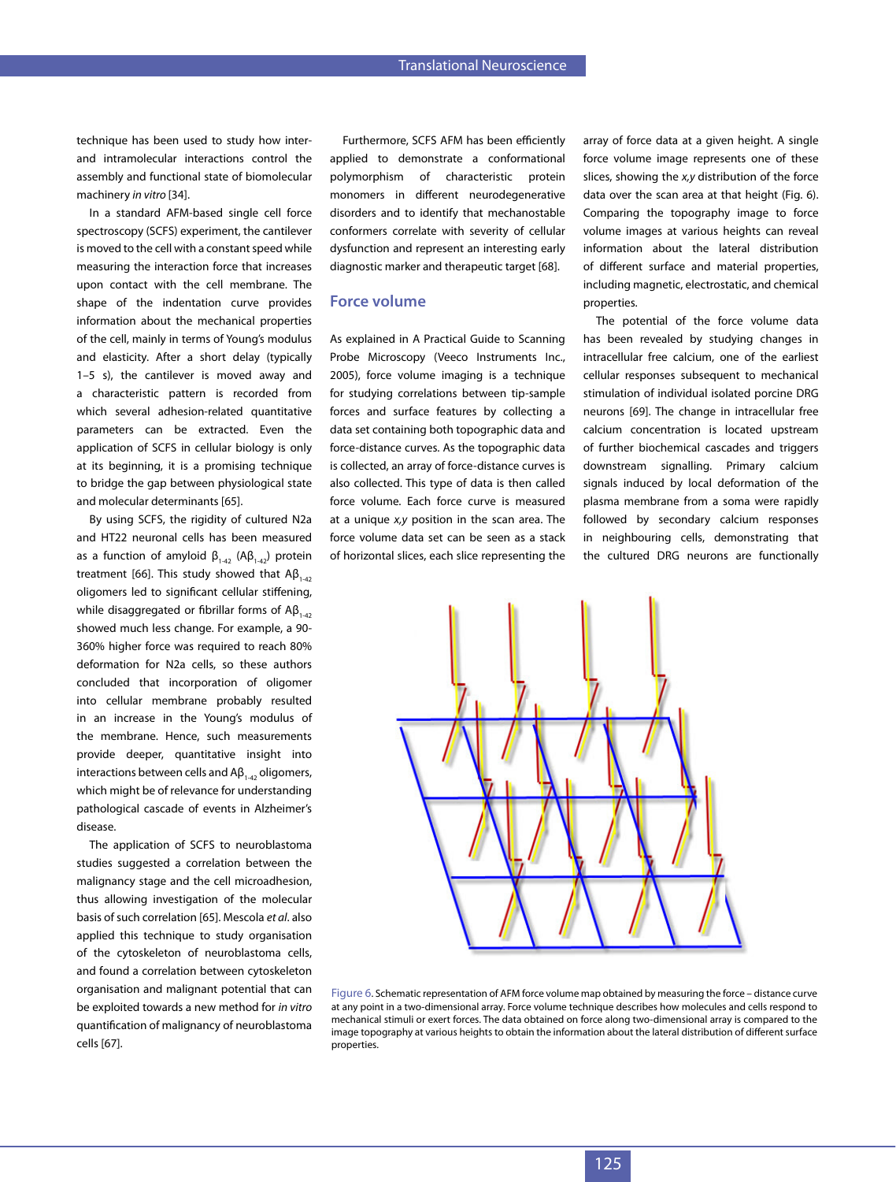technique has been used to study how inter- and intramolecular interactions control the assembly and functional state of biomolecular machinery *in vitro* [34].

In a standard AFM-based single cell force spectroscopy (SCFS) experiment, the cantilever is moved to the cell with a constant speed while measuring the interaction force that increases upon contact with the cell membrane. The shape of the indentation curve provides information about the mechanical properties of the cell, mainly in terms of Young's modulus and elasticity. After a short delay (typically 1–5 s), the cantilever is moved away and a characteristic pattern is recorded from which several adhesion-related quantitative parameters can be extracted. Even the application of SCFS in cellular biology is only at its beginning, it is a promising technique to bridge the gap between physiological state and molecular determinants [65].

By using SCFS, the rigidity of cultured N2a and HT22 neuronal cells has been measured as a function of amyloid $\beta_{1-42}$ ($A\beta_{1-42}$) protein treatment [66]. This study showed that $A\beta_{1-42}$ oligomers led to significant cellular stiffening, while disaggregated or fibrillar forms of $A\beta_{1-42}$ showed much less change. For example, a 90-360% higher force was required to reach 80% deformation for N2a cells, so these authors concluded that incorporation of oligomer into cellular membrane probably resulted in an increase in the Young's modulus of the membrane. Hence, such measurements provide deeper, quantitative insight into interactions between cells and $A\beta_{1-42}$ oligomers, which might be of relevance for understanding pathological cascade of events in Alzheimer's disease.

The application of SCFS to neuroblastoma studies suggested a correlation between the malignancy stage and the cell microadhesion, thus allowing investigation of the molecular basis of such correlation [65]. Mescola *et al*. also applied this technique to study organisation of the cytoskeleton of neuroblastoma cells, and found a correlation between cytoskeleton organisation and malignant potential that can be exploited towards a new method for *in vitro* quantification of malignancy of neuroblastoma cells [67].

Furthermore, SCFS AFM has been efficiently applied to demonstrate a conformational polymorphism of characteristic protein monomers in different neurodegenerative disorders and to identify that mechanostable conformers correlate with severity of cellular dysfunction and represent an interesting early diagnostic marker and therapeutic target [68].

## Force volume

As explained in A Practical Guide to Scanning Probe Microscopy (Veeco Instruments Inc., 2005), force volume imaging is a technique for studying correlations between tip-sample forces and surface features by collecting a data set containing both topographic data and force-distance curves. As the topographic data is collected, an array of force-distance curves is also collected. This type of data is then called force volume. Each force curve is measured at a unique *x,y* position in the scan area. The force volume data set can be seen as a stack of horizontal slices, each slice representing the array of force data at a given height. A single force volume image represents one of these slices, showing the *x,y* distribution of the force data over the scan area at that height (Fig. 6). Comparing the topography image to force volume images at various heights can reveal information about the lateral distribution of different surface and material properties, including magnetic, electrostatic, and chemical properties.

The potential of the force volume data has been revealed by studying changes in intracellular free calcium, one of the earliest cellular responses subsequent to mechanical stimulation of individual isolated porcine DRG neurons [69]. The change in intracellular free calcium concentration is located upstream of further biochemical cascades and triggers downstream signalling. Primary calcium signals induced by local deformation of the plasma membrane from a soma were rapidly followed by secondary calcium responses in neighbouring cells, demonstrating that the cultured DRG neurons are functionally

Figure 6. Schematic representation of AFM force volume map obtained by measuring the force – distance curve at any point in a two-dimensional array. Force volume technique describes how molecules and cells respond to mechanical stimuli or exert forces. The data obtained on force along two-dimensional array is compared to the image topography at various heights to obtain the information about the lateral distribution of different surface properties.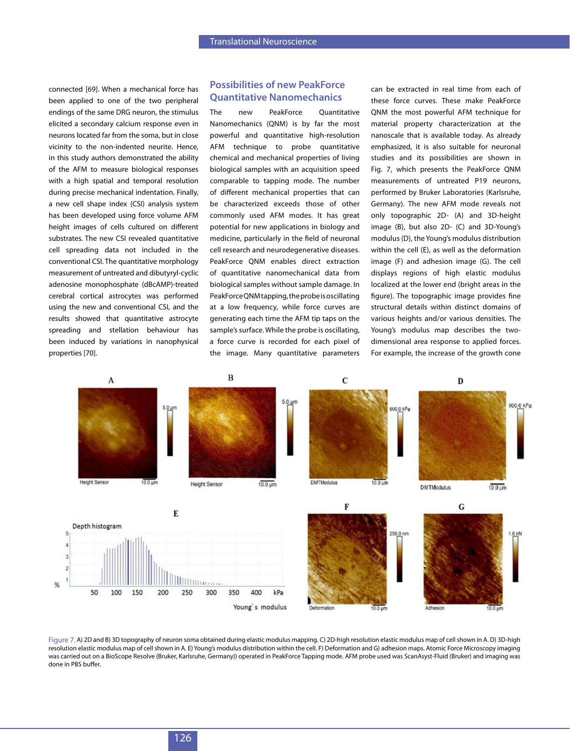connected [69]. When a mechanical force has been applied to one of the two peripheral endings of the same DRG neuron, the stimulus elicited a secondary calcium response even in neurons located far from the soma, but in close vicinity to the non-indented neurite. Hence, in this study authors demonstrated the ability of the AFM to measure biological responses with a high spatial and temporal resolution during precise mechanical indentation. Finally, a new cell shape index (CSI) analysis system has been developed using force volume AFM height images of cells cultured on different substrates. The new CSI revealed quantitative cell spreading data not included in the conventional CSI. The quantitative morphology measurement of untreated and dibutyryl-cyclic adenosine monophosphate (dBcAMP)-treated cerebral cortical astrocytes was performed using the new and conventional CSI, and the results showed that quantitative astrocyte spreading and stellation behaviour has been induced by variations in nanophysical properties [70].

## Possibilities of new PeakForce Quantitative Nanomechanics

The new PeakForce Quantitative Nanomechanics (QNM) is by far the most powerful and quantitative high-resolution AFM technique to probe quantitative chemical and mechanical properties of living biological samples with an acquisition speed comparable to tapping mode. The number of different mechanical properties that can be characterized exceeds those of other commonly used AFM modes. It has great potential for new applications in biology and medicine, particularly in the field of neuronal cell research and neurodegenerative diseases. PeakForce QNM enables direct extraction of quantitative nanomechanical data from biological samples without sample damage. In PeakForce QNM tapping, the probe is oscillating at a low frequency, while force curves are generating each time the AFM tip taps on the sample's surface. While the probe is oscillating, a force curve is recorded for each pixel of the image. Many quantitative parameters can be extracted in real time from each of these force curves. These make PeakForce QNM the most powerful AFM technique for material property characterization at the nanoscale that is available today. As already emphasized, it is also suitable for neuronal studies and its possibilities are shown in Fig. 7, which presents the PeakForce QNM measurements of untreated P19 neurons, performed by Bruker Laboratories (Karlsruhe, Germany). The new AFM mode reveals not only topographic 2D- (A) and 3D-height image (B), but also 2D- (C) and 3D-Young's modulus (D), the Young's modulus distribution within the cell (E), as well as the deformation image (F) and adhesion image (G). The cell displays regions of high elastic modulus localized at the lower end (bright areas in the figure). The topographic image provides fine structural details within distinct domains of various heights and/or various densities. The Young's modulus map describes the two-dimensional area response to applied forces. For example, the increase of the growth cone

Figure 7. A) 2D and B) 3D topography of neuron soma obtained during elastic modulus mapping. C) 2D-high resolution elastic modulus map of cell shown in A. D) 3D-high resolution elastic modulus map of cell shown in A. E) Young's modulus distribution within the cell. F) Deformation and G) adhesion maps. Atomic Force Microscopy imaging was carried out on a BioScope Resolve (Bruker, Karlsruhe, Germany)) operated in PeakForce Tapping mode. AFM probe used was ScanAsyst-Fluid (Bruker) and imaging was done in PBS buffer.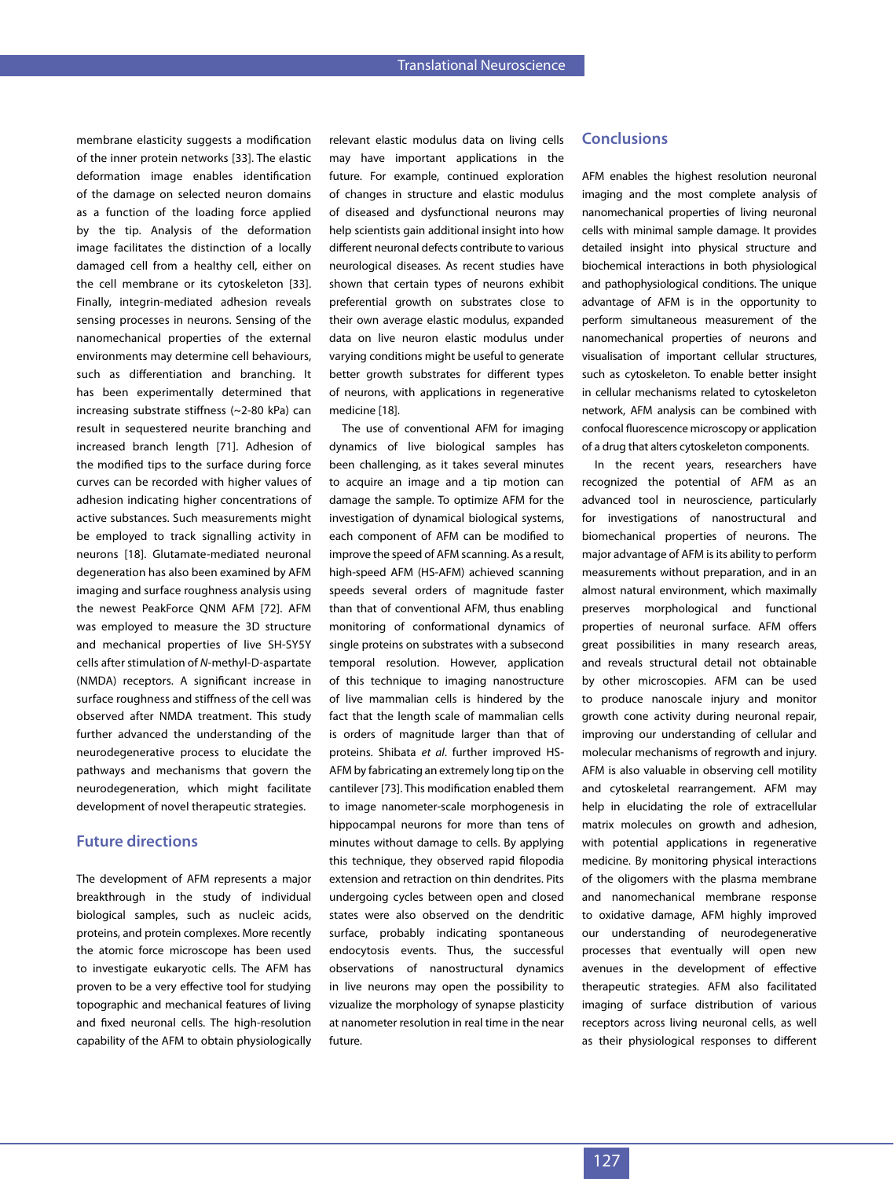membrane elasticity suggests a modification of the inner protein networks [33]. The elastic deformation image enables identification of the damage on selected neuron domains as a function of the loading force applied by the tip. Analysis of the deformation image facilitates the distinction of a locally damaged cell from a healthy cell, either on the cell membrane or its cytoskeleton [33]. Finally, integrin-mediated adhesion reveals sensing processes in neurons. Sensing of the nanomechanical properties of the external environments may determine cell behaviours, such as differentiation and branching. It has been experimentally determined that increasing substrate stiffness (~2-80 kPa) can result in sequestered neurite branching and increased branch length [71]. Adhesion of the modified tips to the surface during force curves can be recorded with higher values of adhesion indicating higher concentrations of active substances. Such measurements might be employed to track signalling activity in neurons [18]. Glutamate-mediated neuronal degeneration has also been examined by AFM imaging and surface roughness analysis using the newest PeakForce QNM AFM [72]. AFM was employed to measure the 3D structure and mechanical properties of live SH-SY5Y cells after stimulation of *N*-methyl-D-aspartate (NMDA) receptors. A significant increase in surface roughness and stiffness of the cell was observed after NMDA treatment. This study further advanced the understanding of the neurodegenerative process to elucidate the pathways and mechanisms that govern the neurodegeneration, which might facilitate development of novel therapeutic strategies.

## Future directions

The development of AFM represents a major breakthrough in the study of individual biological samples, such as nucleic acids, proteins, and protein complexes. More recently the atomic force microscope has been used to investigate eukaryotic cells. The AFM has proven to be a very effective tool for studying topographic and mechanical features of living and fixed neuronal cells. The high-resolution capability of the AFM to obtain physiologically relevant elastic modulus data on living cells may have important applications in the future. For example, continued exploration of changes in structure and elastic modulus of diseased and dysfunctional neurons may help scientists gain additional insight into how different neuronal defects contribute to various neurological diseases. As recent studies have shown that certain types of neurons exhibit preferential growth on substrates close to their own average elastic modulus, expanded data on live neuron elastic modulus under varying conditions might be useful to generate better growth substrates for different types of neurons, with applications in regenerative medicine [18].

The use of conventional AFM for imaging dynamics of live biological samples has been challenging, as it takes several minutes to acquire an image and a tip motion can damage the sample. To optimize AFM for the investigation of dynamical biological systems, each component of AFM can be modified to improve the speed of AFM scanning. As a result, high-speed AFM (HS-AFM) achieved scanning speeds several orders of magnitude faster than that of conventional AFM, thus enabling monitoring of conformational dynamics of single proteins on substrates with a subsecond temporal resolution. However, application of this technique to imaging nanostructure of live mammalian cells is hindered by the fact that the length scale of mammalian cells is orders of magnitude larger than that of proteins. Shibata *et al*. further improved HS-AFM by fabricating an extremely long tip on the cantilever [73]. This modification enabled them to image nanometer-scale morphogenesis in hippocampal neurons for more than tens of minutes without damage to cells. By applying this technique, they observed rapid filopodia extension and retraction on thin dendrites. Pits undergoing cycles between open and closed states were also observed on the dendritic surface, probably indicating spontaneous endocytosis events. Thus, the successful observations of nanostructural dynamics in live neurons may open the possibility to vizualize the morphology of synapse plasticity at nanometer resolution in real time in the near future.

## Conclusions

AFM enables the highest resolution neuronal imaging and the most complete analysis of nanomechanical properties of living neuronal cells with minimal sample damage. It provides detailed insight into physical structure and biochemical interactions in both physiological and pathophysiological conditions. The unique advantage of AFM is in the opportunity to perform simultaneous measurement of the nanomechanical properties of neurons and visualisation of important cellular structures, such as cytoskeleton. To enable better insight in cellular mechanisms related to cytoskeleton network, AFM analysis can be combined with confocal fluorescence microscopy or application of a drug that alters cytoskeleton components.

In the recent years, researchers have recognized the potential of AFM as an advanced tool in neuroscience, particularly for investigations of nanostructural and biomechanical properties of neurons. The major advantage of AFM is its ability to perform measurements without preparation, and in an almost natural environment, which maximally preserves morphological and functional properties of neuronal surface. AFM offers great possibilities in many research areas, and reveals structural detail not obtainable by other microscopies. AFM can be used to produce nanoscale injury and monitor growth cone activity during neuronal repair, improving our understanding of cellular and molecular mechanisms of regrowth and injury. AFM is also valuable in observing cell motility and cytoskeletal rearrangement. AFM may help in elucidating the role of extracellular matrix molecules on growth and adhesion, with potential applications in regenerative medicine. By monitoring physical interactions of the oligomers with the plasma membrane and nanomechanical membrane response to oxidative damage, AFM highly improved our understanding of neurodegenerative processes that eventually will open new avenues in the development of effective therapeutic strategies. AFM also facilitated imaging of surface distribution of various receptors across living neuronal cells, as well as their physiological responses to different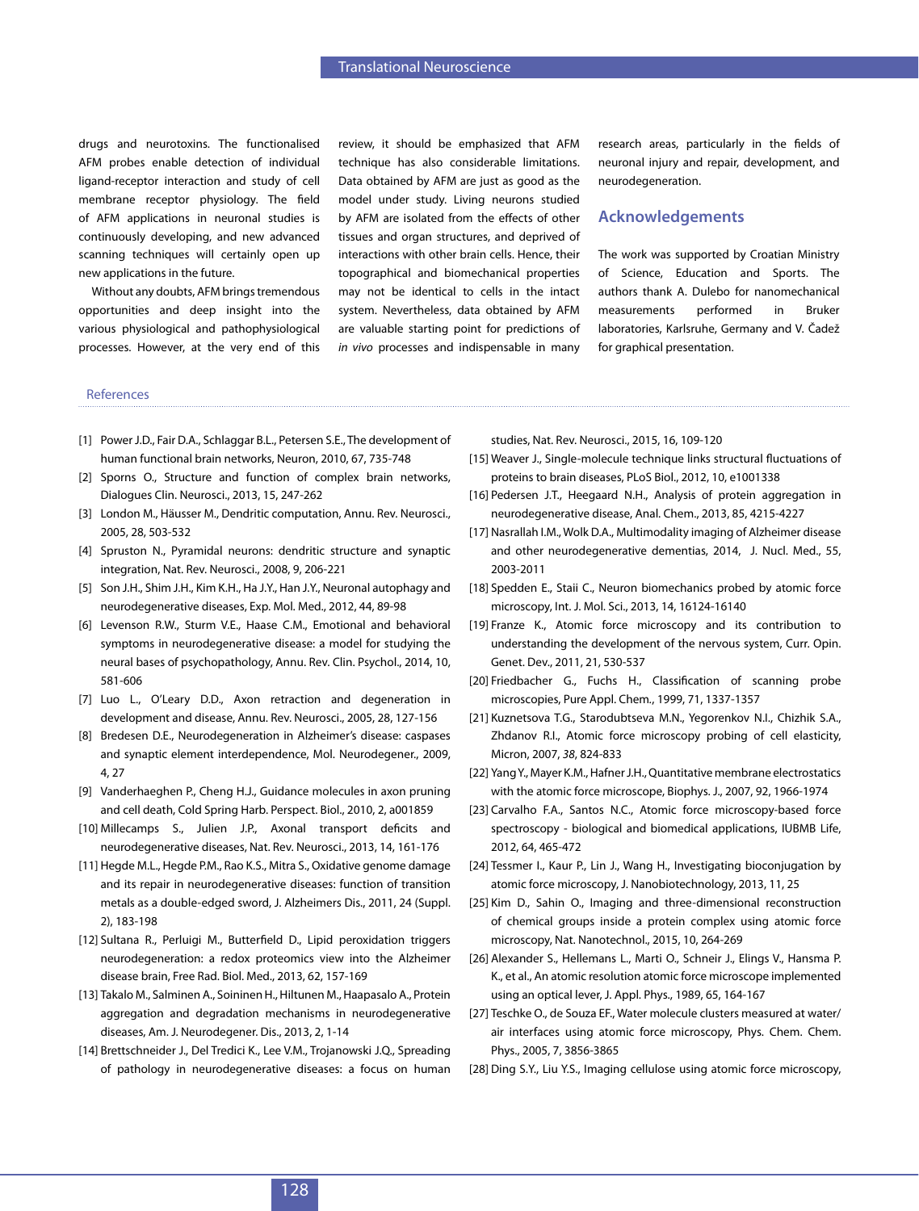drugs and neurotoxins. The functionalised AFM probes enable detection of individual ligand-receptor interaction and study of cell membrane receptor physiology. The field of AFM applications in neuronal studies is continuously developing, and new advanced scanning techniques will certainly open up new applications in the future.

Without any doubts, AFM brings tremendous opportunities and deep insight into the various physiological and pathophysiological processes. However, at the very end of this review, it should be emphasized that AFM technique has also considerable limitations. Data obtained by AFM are just as good as the model under study. Living neurons studied by AFM are isolated from the effects of other tissues and organ structures, and deprived of interactions with other brain cells. Hence, their topographical and biomechanical properties may not be identical to cells in the intact system. Nevertheless, data obtained by AFM are valuable starting point for predictions of *in vivo* processes and indispensable in many research areas, particularly in the fields of neuronal injury and repair, development, and neurodegeneration.

## Acknowledgements

The work was supported by Croatian Ministry of Science, Education and Sports. The authors thank A. Dulebo for nanomechanical measurements performed in Bruker laboratories, Karlsruhe, Germany and V. Čadež for graphical presentation.

## References

[1] Power J.D., Fair D.A., Schlaggar B.L., Petersen S.E., The development of human functional brain networks, Neuron, 2010, 67, 735-748

[2] Sporns O., Structure and function of complex brain networks, Dialogues Clin. Neurosci., 2013, 15, 247-262

[3] London M., Häusser M., Dendritic computation, Annu. Rev. Neurosci., 2005, 28, 503-532

[4] Spruston N., Pyramidal neurons: dendritic structure and synaptic integration, Nat. Rev. Neurosci., 2008, 9, 206-221

[5] Son J.H., Shim J.H., Kim K.H., Ha J.Y., Han J.Y., Neuronal autophagy and neurodegenerative diseases, Exp. Mol. Med., 2012, 44, 89-98

[6] Levenson R.W., Sturm V.E., Haase C.M., Emotional and behavioral symptoms in neurodegenerative disease: a model for studying the neural bases of psychopathology, Annu. Rev. Clin. Psychol., 2014, 10, 581-606

[7] Luo L., O'Leary D.D., Axon retraction and degeneration in development and disease, Annu. Rev. Neurosci., 2005, 28, 127-156

[8] Bredesen D.E., Neurodegeneration in Alzheimer's disease: caspases and synaptic element interdependence, Mol. Neurodegener., 2009, 4, 27

[9] Vanderhaeghen P., Cheng H.J., Guidance molecules in axon pruning and cell death, Cold Spring Harb. Perspect. Biol., 2010, 2, a001859

[10] Millecamps S., Julien J.P., Axonal transport deficits and neurodegenerative diseases, Nat. Rev. Neurosci., 2013, 14, 161-176

[11] Hegde M.L., Hegde P.M., Rao K.S., Mitra S., Oxidative genome damage and its repair in neurodegenerative diseases: function of transition metals as a double-edged sword, J. Alzheimers Dis., 2011, 24 (Suppl. 2), 183-198

[12] Sultana R., Perluigi M., Butterfield D., Lipid peroxidation triggers neurodegeneration: a redox proteomics view into the Alzheimer disease brain, Free Rad. Biol. Med., 2013, 62, 157-169

[13] Takalo M., Salminen A., Soininen H., Hiltunen M., Haapasalo A., Protein aggregation and degradation mechanisms in neurodegenerative diseases, Am. J. Neurodegener. Dis., 2013, 2, 1-14

[14] Brettschneider J., Del Tredici K., Lee V.M., Trojanowski J.Q., Spreading of pathology in neurodegenerative diseases: a focus on human studies, Nat. Rev. Neurosci., 2015, 16, 109-120

[15] Weaver J., Single-molecule technique links structural fluctuations of proteins to brain diseases, PLoS Biol., 2012, 10, e1001338

[16] Pedersen J.T., Heegaard N.H., Analysis of protein aggregation in neurodegenerative disease, Anal. Chem., 2013, 85, 4215-4227

[17] Nasrallah I.M., Wolk D.A., Multimodality imaging of Alzheimer disease and other neurodegenerative dementias, 2014, J. Nucl. Med., 55, 2003-2011

[18] Spedden E., Staii C., Neuron biomechanics probed by atomic force microscopy, Int. J. Mol. Sci., 2013, 14, 16124-16140

[19] Franze K., Atomic force microscopy and its contribution to understanding the development of the nervous system, Curr. Opin. Genet. Dev., 2011, 21, 530-537

[20] Friedbacher G., Fuchs H., Classification of scanning probe microscopies, Pure Appl. Chem., 1999, 71, 1337-1357

[21] Kuznetsova T.G., Starodubtseva M.N., Yegorenkov N.I., Chizhik S.A., Zhdanov R.I., Atomic force microscopy probing of cell elasticity, Micron, 2007, *38*, 824-833

[22] Yang Y., Mayer K.M., Hafner J.H., Quantitative membrane electrostatics with the atomic force microscope, Biophys. J., 2007, 92, 1966-1974

[23] Carvalho F.A., Santos N.C., Atomic force microscopy-based force spectroscopy - biological and biomedical applications, IUBMB Life, 2012, 64, 465-472

[24] Tessmer I., Kaur P., Lin J., Wang H., Investigating bioconjugation by atomic force microscopy, J. Nanobiotechnology, 2013, 11, 25

[25] Kim D., Sahin O., Imaging and three-dimensional reconstruction of chemical groups inside a protein complex using atomic force microscopy, Nat. Nanotechnol., 2015, 10, 264-269

[26] Alexander S., Hellemans L., Marti O., Schneir J., Elings V., Hansma P. K., et al., An atomic resolution atomic force microscope implemented using an optical lever, J. Appl. Phys., 1989, 65, 164-167

[27] Teschke O., de Souza EF., Water molecule clusters measured at water/air interfaces using atomic force microscopy, Phys. Chem. Chem. Phys., 2005, 7, 3856-3865

[28] Ding S.Y., Liu Y.S., Imaging cellulose using atomic force microscopy,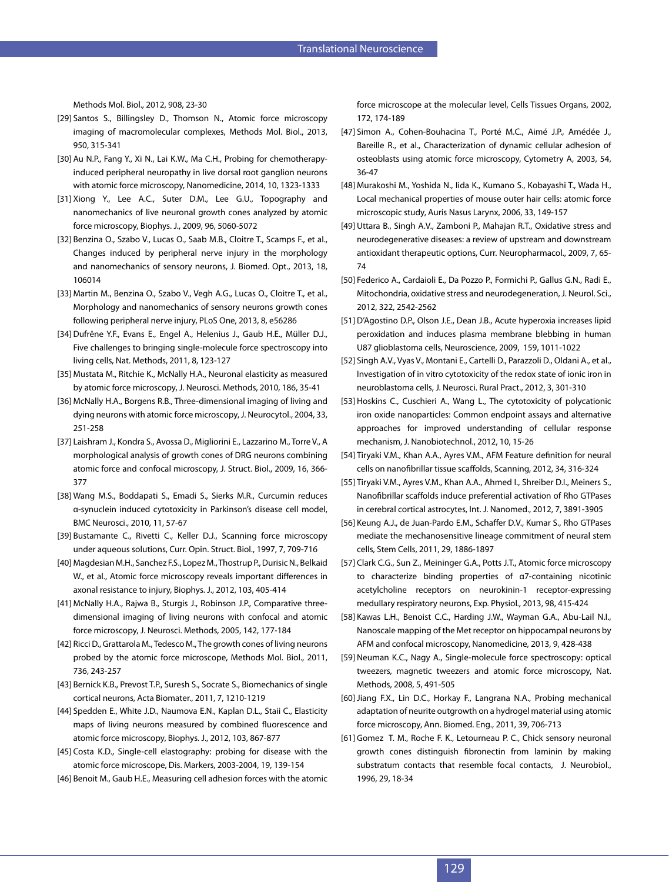Methods Mol. Biol., 2012, 908, 23-30

[29] Santos S., Billingsley D., Thomson N., Atomic force microscopy imaging of macromolecular complexes, Methods Mol. Biol., 2013, 950, 315-341

[30] Au N.P., Fang Y., Xi N., Lai K.W., Ma C.H., Probing for chemotherapy-induced peripheral neuropathy in live dorsal root ganglion neurons with atomic force microscopy, Nanomedicine, 2014, 10, 1323-1333

[31] Xiong Y., Lee A.C., Suter D.M., Lee G.U., Topography and nanomechanics of live neuronal growth cones analyzed by atomic force microscopy, Biophys. J., 2009, 96, 5060-5072

[32] Benzina O., Szabo V., Lucas O., Saab M.B., Cloitre T., Scamps F., et al., Changes induced by peripheral nerve injury in the morphology and nanomechanics of sensory neurons, J. Biomed. Opt., 2013, 18, 106014

[33] Martin M., Benzina O., Szabo V., Vegh A.G., Lucas O., Cloitre T., et al., Morphology and nanomechanics of sensory neurons growth cones following peripheral nerve injury, PLoS One, 2013, 8, e56286

[34] Dufrêne Y.F., Evans E., Engel A., Helenius J., Gaub H.E., Müller D.J., Five challenges to bringing single-molecule force spectroscopy into living cells, Nat. Methods, 2011, 8, 123-127

[35] Mustata M., Ritchie K., McNally H.A., Neuronal elasticity as measured by atomic force microscopy, J. Neurosci. Methods, 2010, 186, 35-41

[36] McNally H.A., Borgens R.B., Three-dimensional imaging of living and dying neurons with atomic force microscopy, J. Neurocytol., 2004, 33, 251-258

[37] Laishram J., Kondra S., Avossa D., Migliorini E., Lazzarino M., Torre V., A morphological analysis of growth cones of DRG neurons combining atomic force and confocal microscopy, J. Struct. Biol., 2009, 16, 366-377

[38] Wang M.S., Boddapati S., Emadi S., Sierks M.R., Curcumin reduces α-synuclein induced cytotoxicity in Parkinson's disease cell model, BMC Neurosci., 2010, 11, 57-67

[39] Bustamante C., Rivetti C., Keller D.J., Scanning force microscopy under aqueous solutions, Curr. Opin. Struct. Biol., 1997, 7, 709-716

[40] Magdesian M.H., Sanchez F.S., Lopez M., Thostrup P., Durisic N., Belkaid W., et al., Atomic force microscopy reveals important differences in axonal resistance to injury, Biophys. J., 2012, 103, 405-414

[41] McNally H.A., Rajwa B., Sturgis J., Robinson J.P., Comparative three-dimensional imaging of living neurons with confocal and atomic force microscopy, J. Neurosci. Methods, 2005, 142, 177-184

[42] Ricci D., Grattarola M., Tedesco M., The growth cones of living neurons probed by the atomic force microscope, Methods Mol. Biol., 2011, 736, 243-257

[43] Bernick K.B., Prevost T.P., Suresh S., Socrate S., Biomechanics of single cortical neurons, Acta Biomater., 2011, 7, 1210-1219

[44] Spedden E., White J.D., Naumova E.N., Kaplan D.L., Staii C., Elasticity maps of living neurons measured by combined fluorescence and atomic force microscopy, Biophys. J., 2012, 103, 867-877

[45] Costa K.D., Single-cell elastography: probing for disease with the atomic force microscope, Dis. Markers, 2003-2004, 19, 139-154

[46] Benoit M., Gaub H.E., Measuring cell adhesion forces with the atomic force microscope at the molecular level, Cells Tissues Organs, 2002, 172, 174-189

[47] Simon A., Cohen-Bouhacina T., Porté M.C., Aimé J.P., Amédée J., Bareille R., et al., Characterization of dynamic cellular adhesion of osteoblasts using atomic force microscopy, Cytometry A, 2003, 54, 36-47

[48] Murakoshi M., Yoshida N., Iida K., Kumano S., Kobayashi T., Wada H., Local mechanical properties of mouse outer hair cells: atomic force microscopic study, Auris Nasus Larynx, 2006, 33, 149-157

[49] Uttara B., Singh A.V., Zamboni P., Mahajan R.T., Oxidative stress and neurodegenerative diseases: a review of upstream and downstream antioxidant therapeutic options, Curr. Neuropharmacol., 2009, 7, 65-74

[50] Federico A., Cardaioli E., Da Pozzo P., Formichi P., Gallus G.N., Radi E., Mitochondria, oxidative stress and neurodegeneration, J. Neurol. Sci., 2012, 322, 2542-2562

[51] D'Agostino D.P., Olson J.E., Dean J.B., Acute hyperoxia increases lipid peroxidation and induces plasma membrane blebbing in human U87 glioblastoma cells, Neuroscience, 2009, 159, 1011-1022

[52] Singh A.V., Vyas V., Montani E., Cartelli D., Parazzoli D., Oldani A., et al., Investigation of in vitro cytotoxicity of the redox state of ionic iron in neuroblastoma cells, J. Neurosci. Rural Pract., 2012, 3, 301-310

[53] Hoskins C., Cuschieri A., Wang L., The cytotoxicity of polycationic iron oxide nanoparticles: Common endpoint assays and alternative approaches for improved understanding of cellular response mechanism, J. Nanobiotechnol., 2012, 10, 15-26

[54] Tiryaki V.M., Khan A.A., Ayres V.M., AFM Feature definition for neural cells on nanofibrillar tissue scaffolds, Scanning, 2012, 34, 316-324

[55] Tiryaki V.M., Ayres V.M., Khan A.A., Ahmed I., Shreiber D.I., Meiners S., Nanofibrillar scaffolds induce preferential activation of Rho GTPases in cerebral cortical astrocytes, Int. J. Nanomed., 2012, 7, 3891-3905

[56] Keung A.J., de Juan-Pardo E.M., Schaffer D.V., Kumar S., Rho GTPases mediate the mechanosensitive lineage commitment of neural stem cells, Stem Cells, 2011, 29, 1886-1897

[57] Clark C.G., Sun Z., Meininger G.A., Potts J.T., Atomic force microscopy to characterize binding properties of α7-containing nicotinic acetylcholine receptors on neurokinin-1 receptor-expressing medullary respiratory neurons, Exp. Physiol., 2013, 98, 415-424

[58] Kawas L.H., Benoist C.C., Harding J.W., Wayman G.A., Abu-Lail N.I., Nanoscale mapping of the Met receptor on hippocampal neurons by AFM and confocal microscopy, Nanomedicine, 2013, 9, 428-438

[59] Neuman K.C., Nagy A., Single-molecule force spectroscopy: optical tweezers, magnetic tweezers and atomic force microscopy, Nat. Methods, 2008, 5, 491-505

[60] Jiang F.X., Lin D.C., Horkay F., Langrana N.A., Probing mechanical adaptation of neurite outgrowth on a hydrogel material using atomic force microscopy, Ann. Biomed. Eng., 2011, 39, 706-713

[61] Gomez T. M., Roche F. K., Letourneau P. C., Chick sensory neuronal growth cones distinguish fibronectin from laminin by making substratum contacts that resemble focal contacts, J. Neurobiol., 1996, 29, 18-34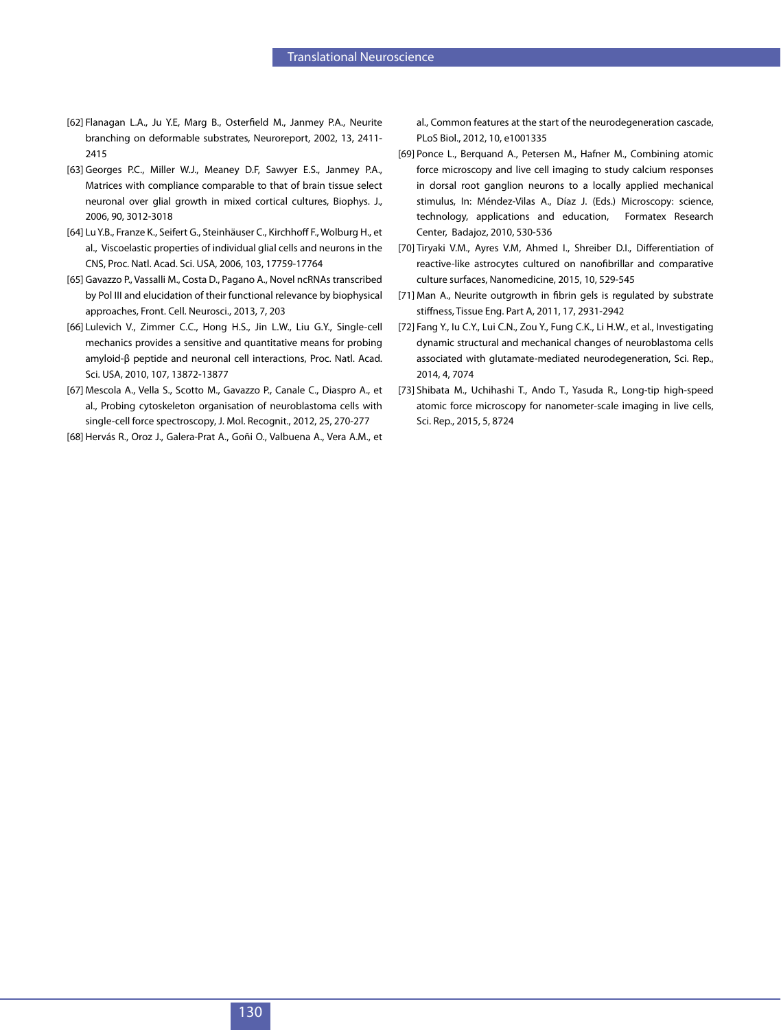[62] Flanagan L.A., Ju Y.E, Marg B., Osterfield M., Janmey P.A., Neurite branching on deformable substrates, Neuroreport, 2002, 13, 2411-2415

[63] Georges P.C., Miller W.J., Meaney D.F, Sawyer E.S., Janmey P.A., Matrices with compliance comparable to that of brain tissue select neuronal over glial growth in mixed cortical cultures, Biophys. J., 2006, 90, 3012-3018

[64] Lu Y.B., Franze K., Seifert G., Steinhäuser C., Kirchhoff F., Wolburg H., et al., Viscoelastic properties of individual glial cells and neurons in the CNS, Proc. Natl. Acad. Sci. USA, 2006, 103, 17759-17764

[65] Gavazzo P., Vassalli M., Costa D., Pagano A., Novel ncRNAs transcribed by Pol III and elucidation of their functional relevance by biophysical approaches, Front. Cell. Neurosci., 2013, 7, 203

[66] Lulevich V., Zimmer C.C., Hong H.S., Jin L.W., Liu G.Y., Single-cell mechanics provides a sensitive and quantitative means for probing amyloid-β peptide and neuronal cell interactions, Proc. Natl. Acad. Sci. USA, 2010, 107, 13872-13877

[67] Mescola A., Vella S., Scotto M., Gavazzo P., Canale C., Diaspro A., et al., Probing cytoskeleton organisation of neuroblastoma cells with single-cell force spectroscopy, J. Mol. Recognit., 2012, 25, 270-277

[68] Hervás R., Oroz J., Galera-Prat A., Goñi O., Valbuena A., Vera A.M., et al., Common features at the start of the neurodegeneration cascade, PLoS Biol., 2012, 10, e1001335

[69] Ponce L., Berquand A., Petersen M., Hafner M., Combining atomic force microscopy and live cell imaging to study calcium responses in dorsal root ganglion neurons to a locally applied mechanical stimulus, In: Méndez-Vilas A., Díaz J. (Eds.) Microscopy: science, technology, applications and education, Formatex Research Center, Badajoz, 2010, 530-536

[70] Tiryaki V.M., Ayres V.M, Ahmed I., Shreiber D.I., Differentiation of reactive-like astrocytes cultured on nanofibrillar and comparative culture surfaces, Nanomedicine, 2015, 10, 529-545

[71] Man A., Neurite outgrowth in fibrin gels is regulated by substrate stiffness, Tissue Eng. Part A, 2011, 17, 2931-2942

[72] Fang Y., Iu C.Y., Lui C.N., Zou Y., Fung C.K., Li H.W., et al., Investigating dynamic structural and mechanical changes of neuroblastoma cells associated with glutamate-mediated neurodegeneration, Sci. Rep., 2014, 4, 7074

[73] Shibata M., Uchihashi T., Ando T., Yasuda R., Long-tip high-speed atomic force microscopy for nanometer-scale imaging in live cells, Sci. Rep., 2015, 5, 8724